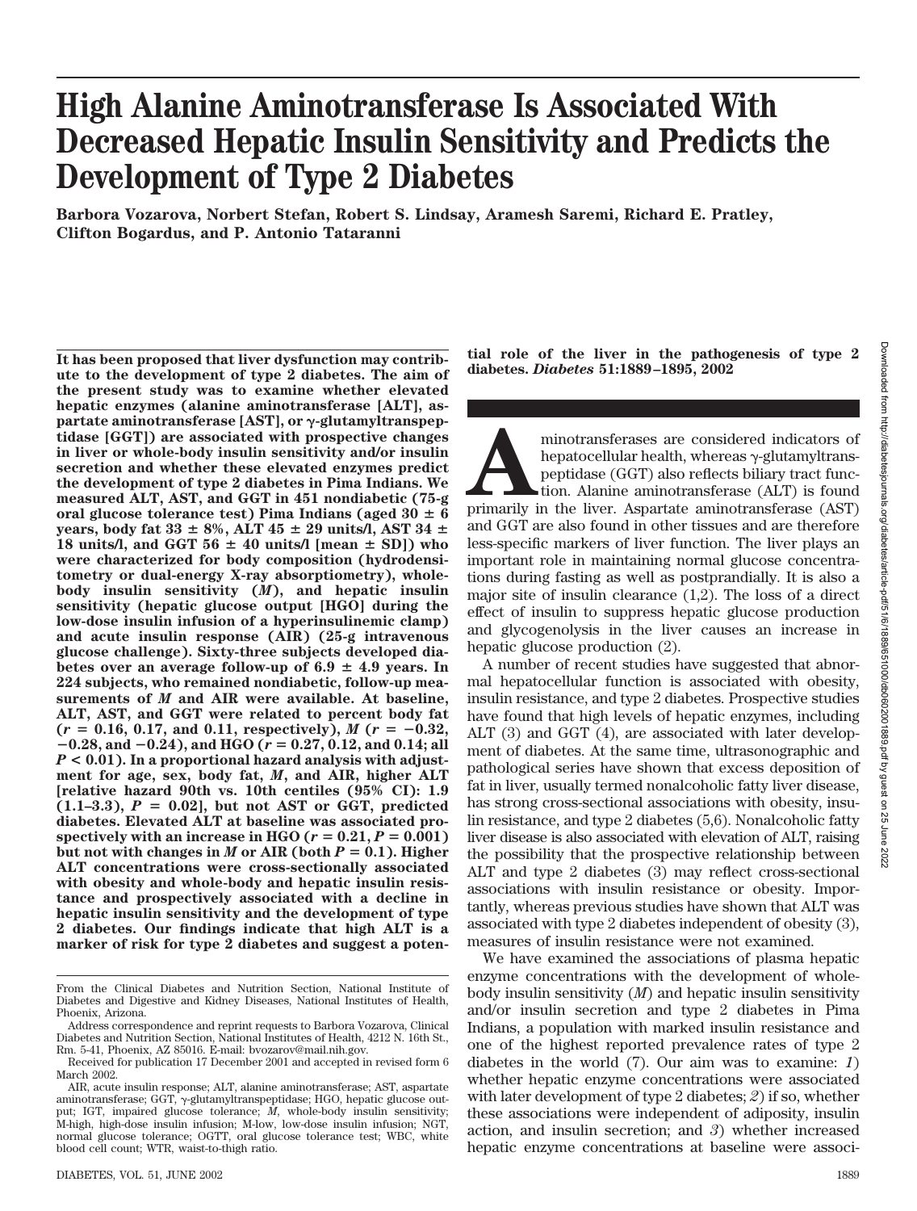# High Alanine Aminotransferase Is Associated With Decreased Hepatic Insulin Sensitivity and Predicts the Development of Type 2 Diabetes

**Barbora Vozarova, Norbert Stefan, Robert S. Lindsay, Aramesh Saremi, Richard E. Pratley, Clifton Bogardus, and P. Antonio Tataranni**

**It has been proposed that liver dysfunction may contribute to the development of type 2 diabetes. The aim of the present study was to examine whether elevated hepatic enzymes (alanine aminotransferase [ALT], aspartate aminotransferase [AST], or γ-glutamyltranspeptidase [GGT]) are associated with prospective changes in liver or whole-body insulin sensitivity and/or insulin secretion and whether these elevated enzymes predict the development of type 2 diabetes in Pima Indians. We measured ALT, AST, and GGT in 451 nondiabetic (75-g oral glucose tolerance test) Pima Indians (aged 30 ± 6 years, body fat 33 ± 8%, ALT 45 ± 29 units/l, AST 34 ± 18 units/l, and GGT 56 ± 40 units/l [mean ± SD]) who were characterized for body composition (hydrodensitometry or dual-energy X-ray absorptiometry), whole-body insulin sensitivity (*M*), and hepatic insulin sensitivity (hepatic glucose output [HGO] during the low-dose insulin infusion of a hyperinsulinemic clamp) and acute insulin response (AIR) (25-g intravenous glucose challenge). Sixty-three subjects developed diabetes over an average follow-up of 6.9 ± 4.9 years. In 224 subjects, who remained nondiabetic, follow-up measurements of *M* and AIR were available. At baseline, ALT, AST, and GGT were related to percent body fat ($r$ = 0.16, 0.17, and 0.11, respectively), *M* ($r$ = −0.32, −0.28, and −0.24), and HGO ($r$ = 0.27, 0.12, and 0.14; all $P < 0.01$). In a proportional hazard analysis with adjustment for age, sex, body fat, *M*, and AIR, higher ALT [relative hazard 90th vs. 10th centiles (95% CI): 1.9 (1.1–3.3), $P$ = 0.02], but not AST or GGT, predicted diabetes. Elevated ALT at baseline was associated prospectively with an increase in HGO ($r$ = 0.21, $P$ = 0.001) but not with changes in *M* or AIR (both $P$ = 0.1). Higher ALT concentrations were cross-sectionally associated with obesity and whole-body and hepatic insulin resistance and prospectively associated with a decline in hepatic insulin sensitivity and the development of type 2 diabetes. Our findings indicate that high ALT is a marker of risk for type 2 diabetes and suggest a potential role of the liver in the pathogenesis of type 2 diabetes.** ***Diabetes*** **51:1889–1895, 2002**

From the Clinical Diabetes and Nutrition Section, National Institute of Diabetes and Digestive and Kidney Diseases, National Institutes of Health, Phoenix, Arizona.

Address correspondence and reprint requests to Barbora Vozarova, Clinical Diabetes and Nutrition Section, National Institutes of Health, 4212 N. 16th St., Rm. 5-41, Phoenix, AZ 85016. E-mail: bvozarov@mail.nih.gov.

Received for publication 17 December 2001 and accepted in revised form 6 March 2002.

AIR, acute insulin response; ALT, alanine aminotransferase; AST, aspartate aminotransferase; GGT, γ-glutamyltranspeptidase; HGO, hepatic glucose output; IGT, impaired glucose tolerance; *M*, whole-body insulin sensitivity; M-high, high-dose insulin infusion; M-low, low-dose insulin infusion; NGT, normal glucose tolerance; OGTT, oral glucose tolerance test; WBC, white blood cell count; WTR, waist-to-thigh ratio.

Aminotransferases are considered indicators of hepatocellular health, whereas γ-glutamyltranspeptidase (GGT) also reflects biliary tract function. Alanine aminotransferase (ALT) is found primarily in the liver. Aspartate aminotransferase (AST) and GGT are also found in other tissues and are therefore less-specific markers of liver function. The liver plays an important role in maintaining normal glucose concentrations during fasting as well as postprandially. It is also a major site of insulin clearance (1,2). The loss of a direct effect of insulin to suppress hepatic glucose production and glycogenolysis in the liver causes an increase in hepatic glucose production (2).

A number of recent studies have suggested that abnormal hepatocellular function is associated with obesity, insulin resistance, and type 2 diabetes. Prospective studies have found that high levels of hepatic enzymes, including ALT (3) and GGT (4), are associated with later development of diabetes. At the same time, ultrasonographic and pathological series have shown that excess deposition of fat in liver, usually termed nonalcoholic fatty liver disease, has strong cross-sectional associations with obesity, insulin resistance, and type 2 diabetes (5,6). Nonalcoholic fatty liver disease is also associated with elevation of ALT, raising the possibility that the prospective relationship between ALT and type 2 diabetes (3) may reflect cross-sectional associations with insulin resistance or obesity. Importantly, whereas previous studies have shown that ALT was associated with type 2 diabetes independent of obesity (3), measures of insulin resistance were not examined.

We have examined the associations of plasma hepatic enzyme concentrations with the development of whole-body insulin sensitivity (*M*) and hepatic insulin sensitivity and/or insulin secretion and type 2 diabetes in Pima Indians, a population with marked insulin resistance and one of the highest reported prevalence rates of type 2 diabetes in the world (7). Our aim was to examine: *1*) whether hepatic enzyme concentrations were associated with later development of type 2 diabetes; *2*) if so, whether these associations were independent of adiposity, insulin action, and insulin secretion; and *3*) whether increased hepatic enzyme concentrations at baseline were associ-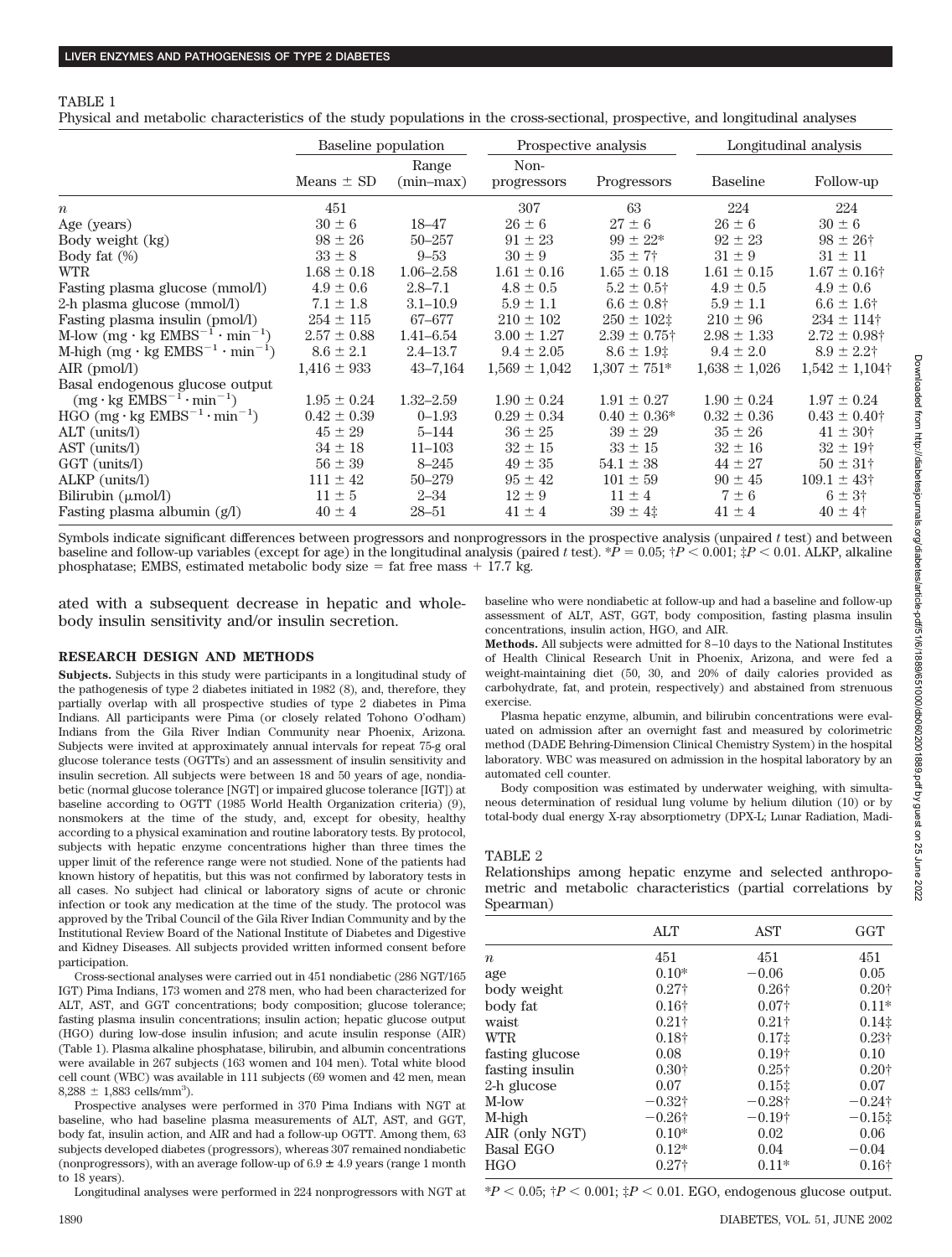TABLE 1

Physical and metabolic characteristics of the study populations in the cross-sectional, prospective, and longitudinal analyses

| | Baseline population | | Prospective analysis | | Longitudinal analysis | |
|---|---|---|---|---|---|---|
| | Means ± SD | Range (min–max) | Non-progressors | Progressors | Baseline | Follow-up |
| $n$ | 451 | | 307 | 63 | 224 | 224 |
| Age (years) | 30 ± 6 | 18–47 | 26 ± 6 | 27 ± 6 | 26 ± 6 | 30 ± 6 |
| Body weight (kg) | 98 ± 26 | 50–257 | 91 ± 23 | 99 ± 22* | 92 ± 23 | 98 ± 26† |
| Body fat (%) | 33 ± 8 | 9–53 | 30 ± 9 | 35 ± 7† | 31 ± 9 | 31 ± 11 |
| WTR | 1.68 ± 0.18 | 1.06–2.58 | 1.61 ± 0.16 | 1.65 ± 0.18 | 1.61 ± 0.15 | 1.67 ± 0.16† |
| Fasting plasma glucose (mmol/l) | 4.9 ± 0.6 | 2.8–7.1 | 4.8 ± 0.5 | 5.2 ± 0.5† | 4.9 ± 0.5 | 4.9 ± 0.6 |
| 2-h plasma glucose (mmol/l) | 7.1 ± 1.8 | 3.1–10.9 | 5.9 ± 1.1 | 6.6 ± 0.8† | 5.9 ± 1.1 | 6.6 ± 1.6† |
| Fasting plasma insulin (pmol/l) | 254 ± 115 | 67–677 | 210 ± 102 | 250 ± 102‡ | 210 ± 96 | 234 ± 114† |
| M-low ($mg \cdot kg\ EMBS^{-1} \cdot min^{-1}$) | 2.57 ± 0.88 | 1.41–6.54 | 3.00 ± 1.27 | 2.39 ± 0.75† | 2.98 ± 1.33 | 2.72 ± 0.98† |
| M-high ($mg \cdot kg\ EMBS^{-1} \cdot min^{-1}$) | 8.6 ± 2.1 | 2.4–13.7 | 9.4 ± 2.05 | 8.6 ± 1.9‡ | 9.4 ± 2.0 | 8.9 ± 2.2† |
| AIR (pmol/l) | 1,416 ± 933 | 43–7,164 | 1,569 ± 1,042 | 1,307 ± 751* | 1,638 ± 1,026 | 1,542 ± 1,104† |
| Basal endogenous glucose output ($mg \cdot kg\ EMBS^{-1} \cdot min^{-1}$) | 1.95 ± 0.24 | 1.32–2.59 | 1.90 ± 0.24 | 1.91 ± 0.27 | 1.90 ± 0.24 | 1.97 ± 0.24 |
| HGO ($mg \cdot kg\ EMBS^{-1} \cdot min^{-1}$) | 0.42 ± 0.39 | 0–1.93 | 0.29 ± 0.34 | 0.40 ± 0.36* | 0.32 ± 0.36 | 0.43 ± 0.40† |
| ALT (units/l) | 45 ± 29 | 5–144 | 36 ± 25 | 39 ± 29 | 35 ± 26 | 41 ± 30† |
| AST (units/l) | 34 ± 18 | 11–103 | 32 ± 15 | 33 ± 15 | 32 ± 16 | 32 ± 19† |
| GGT (units/l) | 56 ± 39 | 8–245 | 49 ± 35 | 54.1 ± 38 | 44 ± 27 | 50 ± 31† |
| ALKP (units/l) | 111 ± 42 | 50–279 | 95 ± 42 | 101 ± 59 | 90 ± 45 | 109.1 ± 43† |
| Bilirubin (μmol/l) | 11 ± 5 | 2–34 | 12 ± 9 | 11 ± 4 | 7 ± 6 | 6 ± 3† |
| Fasting plasma albumin (g/l) | 40 ± 4 | 28–51 | 41 ± 4 | 39 ± 4‡ | 41 ± 4 | 40 ± 4† |

Symbols indicate significant differences between progressors and nonprogressors in the prospective analysis (unpaired $t$ test) and between baseline and follow-up variables (except for age) in the longitudinal analysis (paired $t$ test). *$P = 0.05$; †$P < 0.001$; ‡$P < 0.01$. ALKP, alkaline phosphatase; EMBS, estimated metabolic body size = fat free mass + 17.7 kg.

ated with a subsequent decrease in hepatic and whole-body insulin sensitivity and/or insulin secretion.

## RESEARCH DESIGN AND METHODS

**Subjects.** Subjects in this study were participants in a longitudinal study of the pathogenesis of type 2 diabetes initiated in 1982 (8), and, therefore, they partially overlap with all prospective studies of type 2 diabetes in Pima Indians. All participants were Pima (or closely related Tohono O'odham) Indians from the Gila River Indian Community near Phoenix, Arizona. Subjects were invited at approximately annual intervals for repeat 75-g oral glucose tolerance tests (OGTTs) and an assessment of insulin sensitivity and insulin secretion. All subjects were between 18 and 50 years of age, nondiabetic (normal glucose tolerance [NGT] or impaired glucose tolerance [IGT]) at baseline according to OGTT (1985 World Health Organization criteria) (9), nonsmokers at the time of the study, and, except for obesity, healthy according to a physical examination and routine laboratory tests. By protocol, subjects with hepatic enzyme concentrations higher than three times the upper limit of the reference range were not studied. None of the patients had known history of hepatitis, but this was not confirmed by laboratory tests in all cases. No subject had clinical or laboratory signs of acute or chronic infection or took any medication at the time of the study. The protocol was approved by the Tribal Council of the Gila River Indian Community and by the Institutional Review Board of the National Institute of Diabetes and Digestive and Kidney Diseases. All subjects provided written informed consent before participation.

Cross-sectional analyses were carried out in 451 nondiabetic (286 NGT/165 IGT) Pima Indians, 173 women and 278 men, who had been characterized for ALT, AST, and GGT concentrations; body composition; glucose tolerance; fasting plasma insulin concentrations; insulin action; hepatic glucose output (HGO) during low-dose insulin infusion; and acute insulin response (AIR) (Table 1). Plasma alkaline phosphatase, bilirubin, and albumin concentrations were available in 267 subjects (163 women and 104 men). Total white blood cell count (WBC) was available in 111 subjects (69 women and 42 men, mean 8,288 ± 1,883 cells/mm$^3$).

Prospective analyses were performed in 370 Pima Indians with NGT at baseline, who had baseline plasma measurements of ALT, AST, and GGT, body fat, insulin action, and AIR and had a follow-up OGTT. Among them, 63 subjects developed diabetes (progressors), whereas 307 remained nondiabetic (nonprogressors), with an average follow-up of 6.9 ± 4.9 years (range 1 month to 18 years).

Longitudinal analyses were performed in 224 nonprogressors with NGT at baseline who were nondiabetic at follow-up and had a baseline and follow-up assessment of ALT, AST, GGT, body composition, fasting plasma insulin concentrations, insulin action, HGO, and AIR.

**Methods.** All subjects were admitted for 8–10 days to the National Institutes of Health Clinical Research Unit in Phoenix, Arizona, and were fed a weight-maintaining diet (50, 30, and 20% of daily calories provided as carbohydrate, fat, and protein, respectively) and abstained from strenuous exercise.

Plasma hepatic enzyme, albumin, and bilirubin concentrations were evaluated on admission after an overnight fast and measured by colorimetric method (DADE Behring-Dimension Clinical Chemistry System) in the hospital laboratory. WBC was measured on admission in the hospital laboratory by an automated cell counter.

Body composition was estimated by underwater weighing, with simultaneous determination of residual lung volume by helium dilution (10) or by total-body dual energy X-ray absorptiometry (DPX-L; Lunar Radiation, Madi-

TABLE 2

Relationships among hepatic enzyme and selected anthropometric and metabolic characteristics (partial correlations by Spearman)

| | ALT | AST | GGT |
|---|---|---|---|
| $n$ | 451 | 451 | 451 |
| age | 0.10* | −0.06 | 0.05 |
| body weight | 0.27† | 0.26† | 0.20† |
| body fat | 0.16† | 0.07† | 0.11* |
| waist | 0.21† | 0.21† | 0.14‡ |
| WTR | 0.18† | 0.17‡ | 0.23† |
| fasting glucose | 0.08 | 0.19† | 0.10 |
| fasting insulin | 0.30† | 0.25† | 0.20† |
| 2-h glucose | 0.07 | 0.15‡ | 0.07 |
| M-low | −0.32† | −0.28† | −0.24† |
| M-high | −0.26† | −0.19† | −0.15‡ |
| AIR (only NGT) | 0.10* | 0.02 | 0.06 |
| Basal EGO | 0.12* | 0.04 | −0.04 |
| HGO | 0.27† | 0.11* | 0.16† |

*$P < 0.05$; †$P < 0.001$; ‡$P < 0.01$. EGO, endogenous glucose output.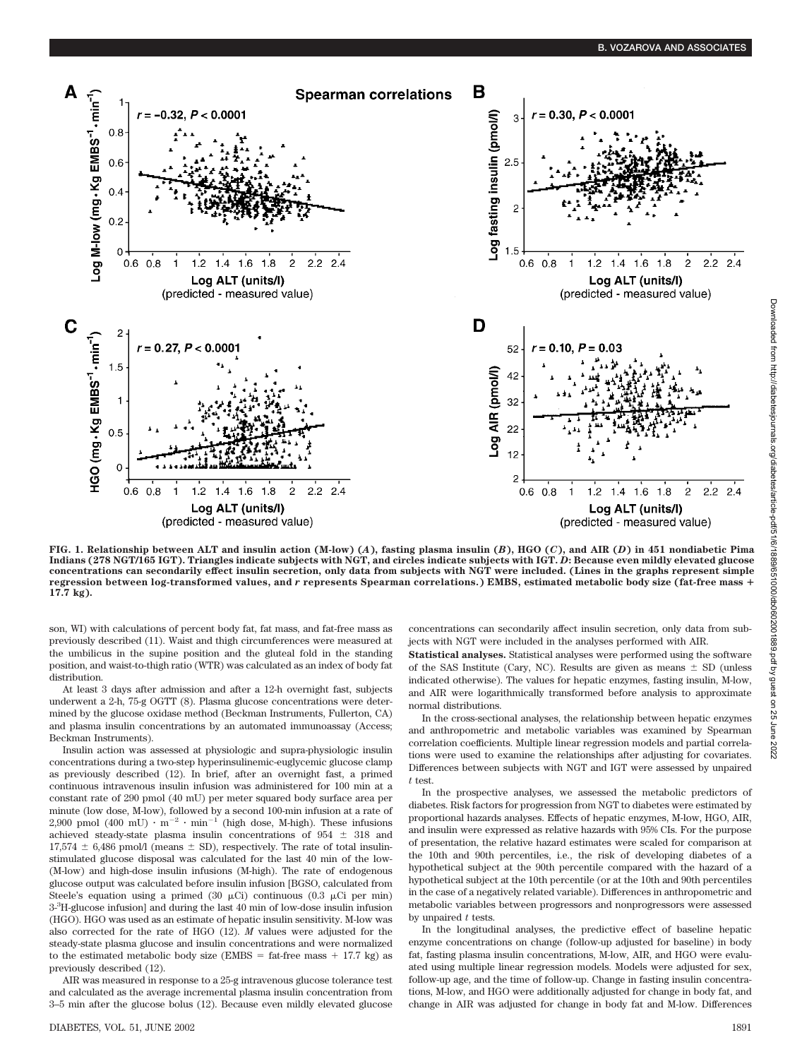FIG. 1. Relationship between ALT and insulin action (M-low) (*A*), fasting plasma insulin (*B*), HGO (*C*), and AIR (*D*) in 451 nondiabetic Pima Indians (278 NGT/165 IGT). Triangles indicate subjects with NGT, and circles indicate subjects with IGT. *D*: Because even mildly elevated glucose concentrations can secondarily effect insulin secretion, only data from subjects with NGT were included. (Lines in the graphs represent simple regression between log-transformed values, and *r* represents Spearman correlations.) EMBS, estimated metabolic body size (fat-free mass + 17.7 kg).

son, WI) with calculations of percent body fat, fat mass, and fat-free mass as previously described (11). Waist and thigh circumferences were measured at the umbilicus in the supine position and the gluteal fold in the standing position, and waist-to-thigh ratio (WTR) was calculated as an index of body fat distribution.

At least 3 days after admission and after a 12-h overnight fast, subjects underwent a 2-h, 75-g OGTT (8). Plasma glucose concentrations were determined by the glucose oxidase method (Beckman Instruments, Fullerton, CA) and plasma insulin concentrations by an automated immunoassay (Access; Beckman Instruments).

Insulin action was assessed at physiologic and supra-physiologic insulin concentrations during a two-step hyperinsulinemic-euglycemic glucose clamp as previously described (12). In brief, after an overnight fast, a primed continuous intravenous insulin infusion was administered for 100 min at a constant rate of 290 pmol (40 mU) per meter squared body surface area per minute (low dose, M-low), followed by a second 100-min infusion at a rate of 2,900 pmol (400 mU) $\cdot$ m$^{-2}$ $\cdot$ min$^{-1}$ (high dose, M-high). These infusions achieved steady-state plasma insulin concentrations of 954 $\pm$ 318 and 17,574 $\pm$ 6,486 pmol/l (means $\pm$ SD), respectively. The rate of total insulin-stimulated glucose disposal was calculated for the last 40 min of the low- (M-low) and high-dose insulin infusions (M-high). The rate of endogenous glucose output was calculated before insulin infusion [BGSO, calculated from Steele's equation using a primed (30 μCi) continuous (0.3 μCi per min) 3-$^{3}$H-glucose infusion] and during the last 40 min of low-dose insulin infusion (HGO). HGO was used as an estimate of hepatic insulin sensitivity. M-low was also corrected for the rate of HGO (12). *M* values were adjusted for the steady-state plasma glucose and insulin concentrations and were normalized to the estimated metabolic body size (EMBS = fat-free mass + 17.7 kg) as previously described (12).

AIR was measured in response to a 25-g intravenous glucose tolerance test and calculated as the average incremental plasma insulin concentration from 3–5 min after the glucose bolus (12). Because even mildly elevated glucose concentrations can secondarily affect insulin secretion, only data from subjects with NGT were included in the analyses performed with AIR.

**Statistical analyses.** Statistical analyses were performed using the software of the SAS Institute (Cary, NC). Results are given as means $\pm$ SD (unless indicated otherwise). The values for hepatic enzymes, fasting insulin, M-low, and AIR were logarithmically transformed before analysis to approximate normal distributions.

In the cross-sectional analyses, the relationship between hepatic enzymes and anthropometric and metabolic variables was examined by Spearman correlation coefficients. Multiple linear regression models and partial correlations were used to examine the relationships after adjusting for covariates. Differences between subjects with NGT and IGT were assessed by unpaired *t* test.

In the prospective analyses, we assessed the metabolic predictors of diabetes. Risk factors for progression from NGT to diabetes were estimated by proportional hazards analyses. Effects of hepatic enzymes, M-low, HGO, AIR, and insulin were expressed as relative hazards with 95% CIs. For the purpose of presentation, the relative hazard estimates were scaled for comparison at the 10th and 90th percentiles, i.e., the risk of developing diabetes of a hypothetical subject at the 90th percentile compared with the hazard of a hypothetical subject at the 10th percentile (or at the 10th and 90th percentiles in the case of a negatively related variable). Differences in anthropometric and metabolic variables between progressors and nonprogressors were assessed by unpaired *t* tests.

In the longitudinal analyses, the predictive effect of baseline hepatic enzyme concentrations on change (follow-up adjusted for baseline) in body fat, fasting plasma insulin concentrations, M-low, AIR, and HGO were evaluated using multiple linear regression models. Models were adjusted for sex, follow-up age, and the time of follow-up. Change in fasting insulin concentrations, M-low, and HGO were additionally adjusted for change in body fat, and change in AIR was adjusted for change in body fat and M-low. Differences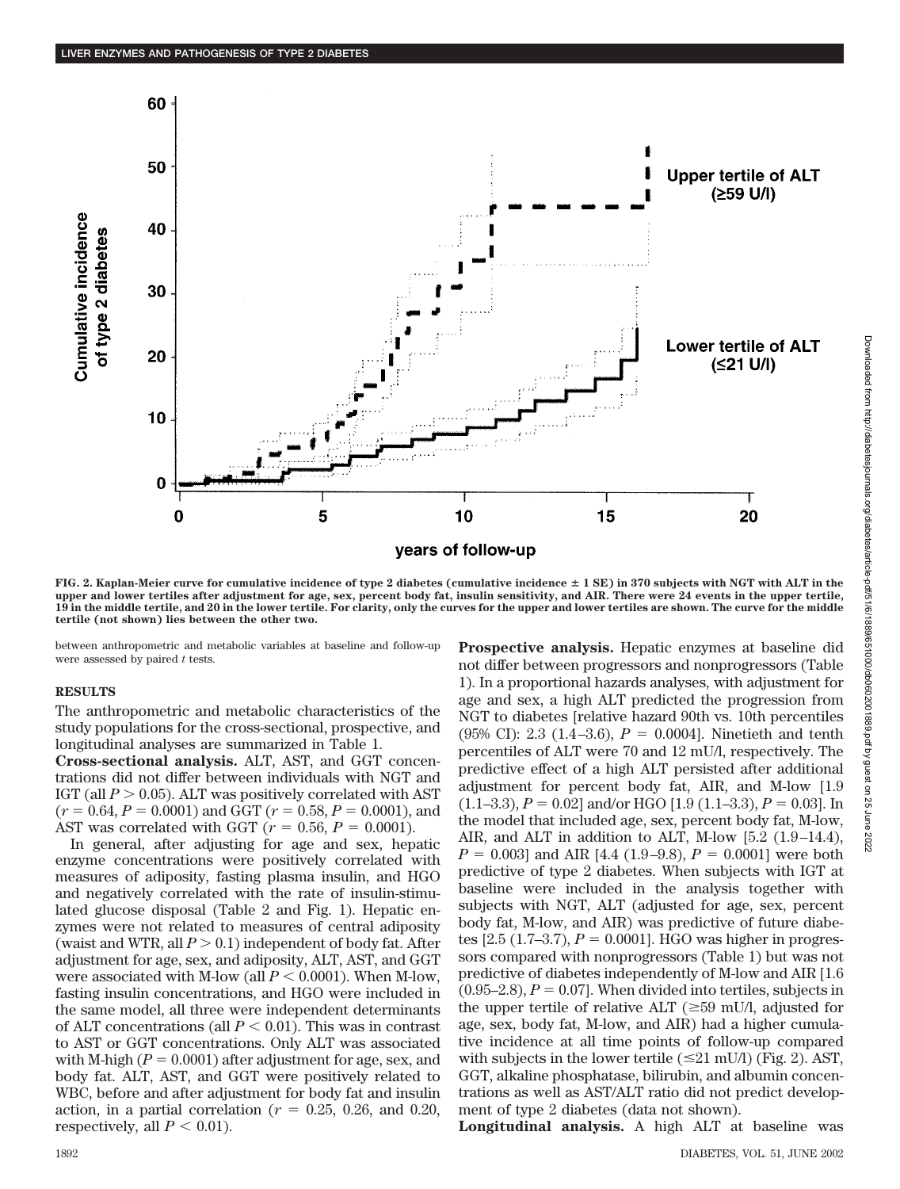60

50

40

30

20

10

0

Cumulative incidence of type 2 diabetes

0 5 10 15 20

years of follow-up

Upper tertile of ALT (≥59 U/l)

Lower tertile of ALT (≤21 U/l)

FIG. 2. Kaplan-Meier curve for cumulative incidence of type 2 diabetes (cumulative incidence ± 1 SE) in 370 subjects with NGT with ALT in the upper and lower tertiles after adjustment for age, sex, percent body fat, insulin sensitivity, and AIR. There were 24 events in the upper tertile, 19 in the middle tertile, and 20 in the lower tertile. For clarity, only the curves for the upper and lower tertiles are shown. The curve for the middle tertile (not shown) lies between the other two.

between anthropometric and metabolic variables at baseline and follow-up were assessed by paired *t* tests.

## RESULTS

The anthropometric and metabolic characteristics of the study populations for the cross-sectional, prospective, and longitudinal analyses are summarized in Table 1.

**Cross-sectional analysis.** ALT, AST, and GGT concentrations did not differ between individuals with NGT and IGT (all $P > 0.05$). ALT was positively correlated with AST ($r = 0.64$, $P = 0.0001$) and GGT ($r = 0.58$, $P = 0.0001$), and AST was correlated with GGT ($r = 0.56$, $P = 0.0001$).

In general, after adjusting for age and sex, hepatic enzyme concentrations were positively correlated with measures of adiposity, fasting plasma insulin, and HGO and negatively correlated with the rate of insulin-stimulated glucose disposal (Table 2 and Fig. 1). Hepatic enzymes were not related to measures of central adiposity (waist and WTR, all $P > 0.1$) independent of body fat. After adjustment for age, sex, and adiposity, ALT, AST, and GGT were associated with M-low (all $P < 0.0001$). When M-low, fasting insulin concentrations, and HGO were included in the same model, all three were independent determinants of ALT concentrations (all $P < 0.01$). This was in contrast to AST or GGT concentrations. Only ALT was associated with M-high ($P = 0.0001$) after adjustment for age, sex, and body fat. ALT, AST, and GGT were positively related to WBC, before and after adjustment for body fat and insulin action, in a partial correlation ($r = 0.25$, 0.26, and 0.20, respectively, all $P < 0.01$).

**Prospective analysis.** Hepatic enzymes at baseline did not differ between progressors and nonprogressors (Table 1). In a proportional hazards analyses, with adjustment for age and sex, a high ALT predicted the progression from NGT to diabetes [relative hazard 90th vs. 10th percentiles (95% CI): 2.3 (1.4–3.6), $P = 0.0004$]. Ninetieth and tenth percentiles of ALT were 70 and 12 mU/l, respectively. The predictive effect of a high ALT persisted after additional adjustment for percent body fat, AIR, and M-low [1.9 (1.1–3.3), $P = 0.02$] and/or HGO [1.9 (1.1–3.3), $P = 0.03$]. In the model that included age, sex, percent body fat, M-low, AIR, and ALT in addition to ALT, M-low [5.2 (1.9–14.4), $P = 0.003$] and AIR [4.4 (1.9–9.8), $P = 0.0001$] were both predictive of type 2 diabetes. When subjects with IGT at baseline were included in the analysis together with subjects with NGT, ALT (adjusted for age, sex, percent body fat, M-low, and AIR) was predictive of future diabetes [2.5 (1.7–3.7), $P = 0.0001$]. HGO was higher in progressors compared with nonprogressors (Table 1) but was not predictive of diabetes independently of M-low and AIR [1.6 (0.95–2.8), $P = 0.07$]. When divided into tertiles, subjects in the upper tertile of relative ALT (≥59 mU/l, adjusted for age, sex, body fat, M-low, and AIR) had a higher cumulative incidence at all time points of follow-up compared with subjects in the lower tertile (≤21 mU/l) (Fig. 2). AST, GGT, alkaline phosphatase, bilirubin, and albumin concentrations as well as AST/ALT ratio did not predict development of type 2 diabetes (data not shown).

**Longitudinal analysis.** A high ALT at baseline was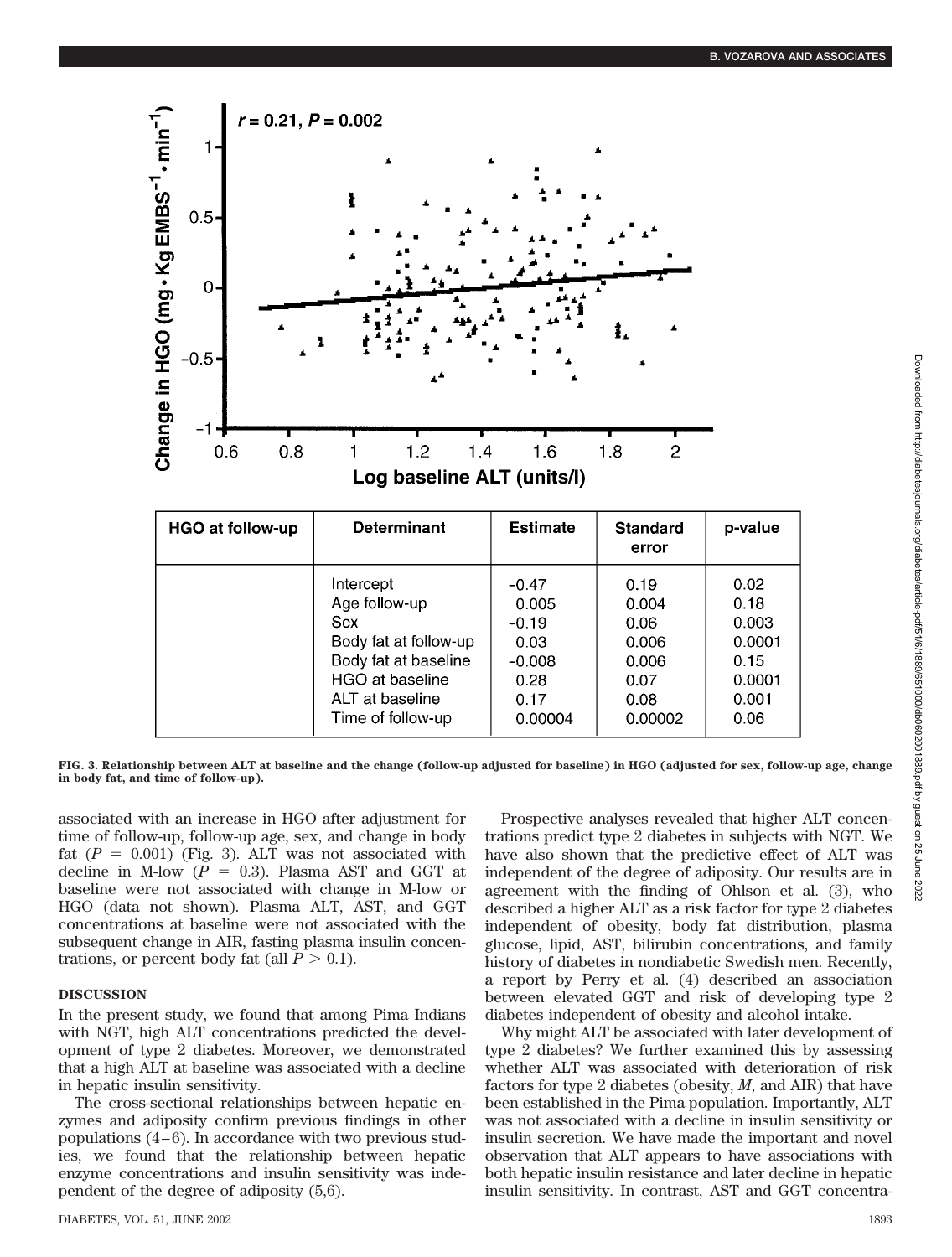r = 0.21, P = 0.002

Change in HGO (mg · Kg EMBS$^{-1}$ · min$^{-1}$)

1

0.5

0

−0.5

−1

0.6 0.8 1 1.2 1.4 1.6 1.8 2

Log baseline ALT (units/l)

| HGO at follow-up | Determinant | Estimate | Standard error | p-value |
|---|---|---|---|---|
| | Intercept | −0.47 | 0.19 | 0.02 |
| | Age follow-up | 0.005 | 0.004 | 0.18 |
| | Sex | −0.19 | 0.06 | 0.003 |
| | Body fat at follow-up | 0.03 | 0.006 | 0.0001 |
| | Body fat at baseline | −0.008 | 0.006 | 0.15 |
| | HGO at baseline | 0.28 | 0.07 | 0.0001 |
| | ALT at baseline | 0.17 | 0.08 | 0.001 |
| | Time of follow-up | 0.00004 | 0.00002 | 0.06 |

**FIG. 3. Relationship between ALT at baseline and the change (follow-up adjusted for baseline) in HGO (adjusted for sex, follow-up age, change in body fat, and time of follow-up).**

associated with an increase in HGO after adjustment for time of follow-up, follow-up age, sex, and change in body fat ($P = 0.001$) (Fig. 3). ALT was not associated with decline in M-low ($P = 0.3$). Plasma AST and GGT at baseline were not associated with change in M-low or HGO (data not shown). Plasma ALT, AST, and GGT concentrations at baseline were not associated with the subsequent change in AIR, fasting plasma insulin concentrations, or percent body fat (all $P > 0.1$).

## DISCUSSION

In the present study, we found that among Pima Indians with NGT, high ALT concentrations predicted the development of type 2 diabetes. Moreover, we demonstrated that a high ALT at baseline was associated with a decline in hepatic insulin sensitivity.

The cross-sectional relationships between hepatic enzymes and adiposity confirm previous findings in other populations (4–6). In accordance with two previous studies, we found that the relationship between hepatic enzyme concentrations and insulin sensitivity was independent of the degree of adiposity (5,6).

Prospective analyses revealed that higher ALT concentrations predict type 2 diabetes in subjects with NGT. We have also shown that the predictive effect of ALT was independent of the degree of adiposity. Our results are in agreement with the finding of Ohlson et al. (3), who described a higher ALT as a risk factor for type 2 diabetes independent of obesity, body fat distribution, plasma glucose, lipid, AST, bilirubin concentrations, and family history of diabetes in nondiabetic Swedish men. Recently, a report by Perry et al. (4) described an association between elevated GGT and risk of developing type 2 diabetes independent of obesity and alcohol intake.

Why might ALT be associated with later development of type 2 diabetes? We further examined this by assessing whether ALT was associated with deterioration of risk factors for type 2 diabetes (obesity, *M*, and AIR) that have been established in the Pima population. Importantly, ALT was not associated with a decline in insulin sensitivity or insulin secretion. We have made the important and novel observation that ALT appears to have associations with both hepatic insulin resistance and later decline in hepatic insulin sensitivity. In contrast, AST and GGT concentra-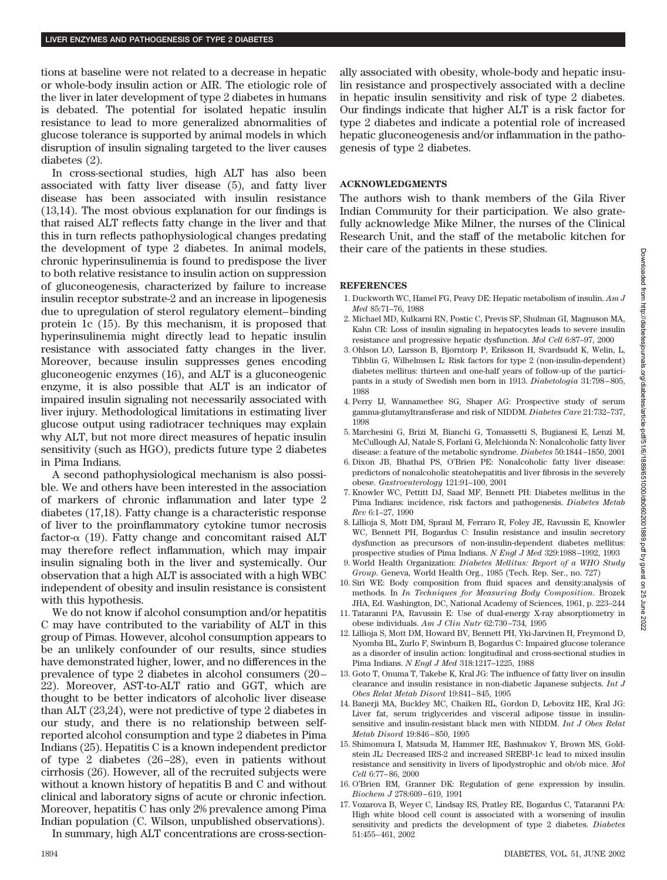tions at baseline were not related to a decrease in hepatic or whole-body insulin action or AIR. The etiologic role of the liver in later development of type 2 diabetes in humans is debated. The potential for isolated hepatic insulin resistance to lead to more generalized abnormalities of glucose tolerance is supported by animal models in which disruption of insulin signaling targeted to the liver causes diabetes (2).

In cross-sectional studies, high ALT has also been associated with fatty liver disease (5), and fatty liver disease has been associated with insulin resistance (13,14). The most obvious explanation for our findings is that raised ALT reflects fatty change in the liver and that this in turn reflects pathophysiological changes predating the development of type 2 diabetes. In animal models, chronic hyperinsulinemia is found to predispose the liver to both relative resistance to insulin action on suppression of gluconeogenesis, characterized by failure to increase insulin receptor substrate-2 and an increase in lipogenesis due to upregulation of sterol regulatory element–binding protein 1c (15). By this mechanism, it is proposed that hyperinsulinemia might directly lead to hepatic insulin resistance with associated fatty changes in the liver. Moreover, because insulin suppresses genes encoding gluconeogenic enzymes (16), and ALT is a gluconeogenic enzyme, it is also possible that ALT is an indicator of impaired insulin signaling not necessarily associated with liver injury. Methodological limitations in estimating liver glucose output using radiotracer techniques may explain why ALT, but not more direct measures of hepatic insulin sensitivity (such as HGO), predicts future type 2 diabetes in Pima Indians.

A second pathophysiological mechanism is also possible. We and others have been interested in the association of markers of chronic inflammation and later type 2 diabetes (17,18). Fatty change is a characteristic response of liver to the proinflammatory cytokine tumor necrosis factor-$\alpha$ (19). Fatty change and concomitant raised ALT may therefore reflect inflammation, which may impair insulin signaling both in the liver and systemically. Our observation that a high ALT is associated with a high WBC independent of obesity and insulin resistance is consistent with this hypothesis.

We do not know if alcohol consumption and/or hepatitis C may have contributed to the variability of ALT in this group of Pimas. However, alcohol consumption appears to be an unlikely confounder of our results, since studies have demonstrated higher, lower, and no differences in the prevalence of type 2 diabetes in alcohol consumers (20–22). Moreover, AST-to-ALT ratio and GGT, which are thought to be better indicators of alcoholic liver disease than ALT (23,24), were not predictive of type 2 diabetes in our study, and there is no relationship between self-reported alcohol consumption and type 2 diabetes in Pima Indians (25). Hepatitis C is a known independent predictor of type 2 diabetes (26–28), even in patients without cirrhosis (26). However, all of the recruited subjects were without a known history of hepatitis B and C and without clinical and laboratory signs of acute or chronic infection. Moreover, hepatitis C has only 2% prevalence among Pima Indian population (C. Wilson, unpublished observations).

In summary, high ALT concentrations are cross-sectionally associated with obesity, whole-body and hepatic insulin resistance and prospectively associated with a decline in hepatic insulin sensitivity and risk of type 2 diabetes. Our findings indicate that higher ALT is a risk factor for type 2 diabetes and indicate a potential role of increased hepatic gluconeogenesis and/or inflammation in the pathogenesis of type 2 diabetes.

## ACKNOWLEDGMENTS

The authors wish to thank members of the Gila River Indian Community for their participation. We also gratefully acknowledge Mike Milner, the nurses of the Clinical Research Unit, and the staff of the metabolic kitchen for their care of the patients in these studies.

## REFERENCES

1. Duckworth WC, Hamel FG, Peavy DE: Hepatic metabolism of insulin. *Am J Med* 85:71–76, 1988
2. Michael MD, Kulkarni RN, Postic C, Previs SF, Shulman GI, Magnuson MA, Kahn CR: Loss of insulin signaling in hepatocytes leads to severe insulin resistance and progressive hepatic dysfunction. *Mol Cell* 6:87–97, 2000
3. Ohlson LO, Larsson B, Bjorntorp P, Eriksson H, Svardsudd K, Welin, L, Tibblin G, Wilhelmsen L: Risk factors for type 2 (non-insulin-dependent) diabetes mellitus: thirteen and one-half years of follow-up of the participants in a study of Swedish men born in 1913. *Diabetologia* 31:798–805, 1988
4. Perry IJ, Wannamethee SG, Shaper AG: Prospective study of serum gamma-glutamyltransferase and risk of NIDDM. *Diabetes Care* 21:732–737, 1998
5. Marchesini G, Brizi M, Bianchi G, Tomassetti S, Bugianesi E, Lenzi M, McCullough AJ, Natale S, Forlani G, Melchionda N: Nonalcoholic fatty liver disease: a feature of the metabolic syndrome. *Diabetes* 50:1844–1850, 2001
6. Dixon JB, Bhathal PS, O'Brien PE: Nonalcoholic fatty liver disease: predictors of nonalcoholic steatohepatitis and liver fibrosis in the severely obese. *Gastroenterology* 121:91–100, 2001
7. Knowler WC, Pettitt DJ, Saad MF, Bennett PH: Diabetes mellitus in the Pima Indians: incidence, risk factors and pathogenesis. *Diabetes Metab Rev* 6:1–27, 1990
8. Lillioja S, Mott DM, Spraul M, Ferraro R, Foley JE, Ravussin E, Knowler WC, Bennett PH, Bogardus C: Insulin resistance and insulin secretory dysfunction as precursors of non-insulin-dependent diabetes mellitus: prospective studies of Pima Indians. *N Engl J Med* 329:1988–1992, 1993
9. World Health Organization: *Diabetes Mellitus: Report of a WHO Study Group*. Geneva, World Health Org., 1985 (Tech. Rep. Ser., no. 727)
10. Siri WE: Body composition from fluid spaces and density:analysis of methods. In *In Techniques for Measuring Body Composition*. Brozek JHA, Ed. Washington, DC, National Academy of Sciences, 1961, p. 223–244
11. Tataranni PA, Ravussin E: Use of dual-energy X-ray absorptiometry in obese individuals. *Am J Clin Nutr* 62:730–734, 1995
12. Lillioja S, Mott DM, Howard BV, Bennett PH, Yki-Jarvinen H, Freymond D, Nyomba BL, Zurlo F, Swinburn B, Bogardus C: Impaired glucose tolerance as a disorder of insulin action: longitudinal and cross-sectional studies in Pima Indians. *N Engl J Med* 318:1217–1225, 1988
13. Goto T, Onuma T, Takebe K, Kral JG: The influence of fatty liver on insulin clearance and insulin resistance in non-diabetic Japanese subjects. *Int J Obes Relat Metab Disord* 19:841–845, 1995
14. Banerji MA, Buckley MC, Chaiken RL, Gordon D, Lebovitz HE, Kral JG: Liver fat, serum triglycerides and visceral adipose tissue in insulin-sensitive and insulin-resistant black men with NIDDM. *Int J Obes Relat Metab Disord* 19:846–850, 1995
15. Shimomura I, Matsuda M, Hammer RE, Bashmakov Y, Brown MS, Goldstein JL: Decreased IRS-2 and increased SREBP-1c lead to mixed insulin resistance and sensitivity in livers of lipodystrophic and ob/ob mice. *Mol Cell* 6:77–86, 2000
16. O'Brien RM, Granner DK: Regulation of gene expression by insulin. *Biochem J* 278:609–619, 1991
17. Vozarova B, Weyer C, Lindsay RS, Pratley RE, Bogardus C, Tataranni PA: High white blood cell count is associated with a worsening of insulin sensitivity and predicts the development of type 2 diabetes. *Diabetes* 51:455–461, 2002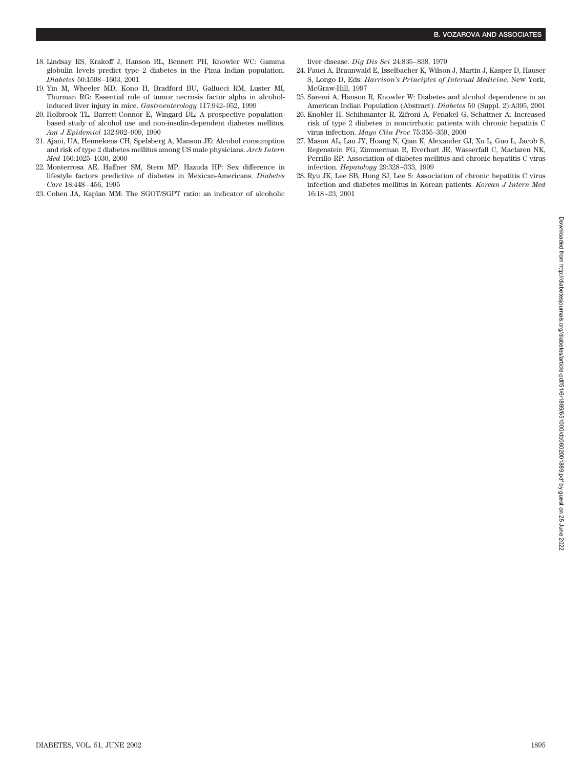18. Lindsay RS, Krakoff J, Hanson RL, Bennett PH, Knowler WC: Gamma globulin levels predict type 2 diabetes in the Pima Indian population. *Diabetes* 50:1598–1603, 2001
19. Yin M, Wheeler MD, Kono H, Bradford BU, Gallucci RM, Luster MI, Thurman RG: Essential role of tumor necrosis factor alpha in alcohol-induced liver injury in mice. *Gastroenterology* 117:942–952, 1999
20. Holbrook TL, Barrett-Connor E, Wingard DL: A prospective population-based study of alcohol use and non-insulin-dependent diabetes mellitus. *Am J Epidemiol* 132:902–909, 1990
21. Ajani, UA, Hennekens CH, Spelsberg A, Manson JE: Alcohol consumption and risk of type 2 diabetes mellitus among US male physicians. *Arch Intern Med* 160:1025–1030, 2000
22. Monterrosa AE, Haffner SM, Stern MP, Hazuda HP: Sex difference in lifestyle factors predictive of diabetes in Mexican-Americans. *Diabetes Care* 18:448–456, 1995
23. Cohen JA, Kaplan MM: The SGOT/SGPT ratio: an indicator of alcoholic liver disease. *Dig Dis Sci* 24:835–838, 1979
24. Fauci A, Braunwald E, Isselbacher K, Wilson J, Martin J, Kasper D, Hauser S, Longo D, Eds: *Harrison's Principles of Internal Medicine*. New York, McGraw-Hill, 1997
25. Saremi A, Hanson R, Knowler W: Diabetes and alcohol dependence in an American Indian Population (Abstract). *Diabetes* 50 (Suppl. 2):A395, 2001
26. Knobler H, Schihmanter R, Zifroni A, Fenakel G, Schattner A: Increased risk of type 2 diabetes in noncirrhotic patients with chronic hepatitis C virus infection. *Mayo Clin Proc* 75:355–359, 2000
27. Mason AL, Lau JY, Hoang N, Qian K, Alexander GJ, Xu L, Guo L, Jacob S, Regenstein FG, Zimmerman R, Everhart JE, Wasserfall C, Maclaren NK, Perrillo RP: Association of diabetes mellitus and chronic hepatitis C virus infection. *Hepatology* 29:328–333, 1999
28. Ryu JK, Lee SB, Hong SJ, Lee S: Association of chronic hepatitis C virus infection and diabetes mellitus in Korean patients. *Korean J Intern Med* 16:18–23, 2001